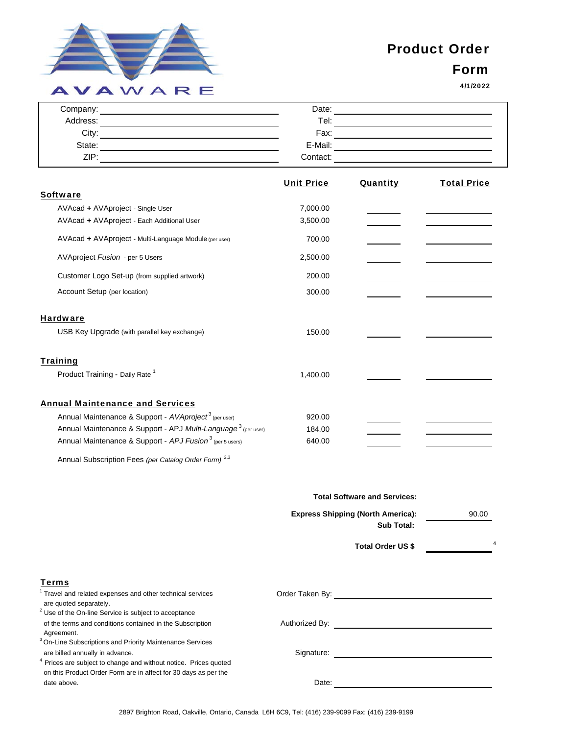AVAWARE

# Product Order Form

**4/1/2022**

| | | | |
|---|---|---|---|
| Company: | | Date: | |
| Address: | | Tel: | |
| City: | | Fax: | |
| State: | | E-Mail: | |
| ZIP: | | Contact: | |

| | Unit Price | Quantity | Total Price |
|---|---|---|---|
| **Software** | | | |
| AVAcad **+** AVAproject - Single User | 7,000.00 | | |
| AVAcad **+** AVAproject - Each Additional User | 3,500.00 | | |
| AVAcad **+** AVAproject - Multi-Language Module (per user) | 700.00 | | |
| AVAproject *Fusion* - per 5 Users | 2,500.00 | | |
| Customer Logo Set-up (from supplied artwork) | 200.00 | | |
| Account Setup (per location) | 300.00 | | |
| **Hardware** | | | |
| USB Key Upgrade (with parallel key exchange) | 150.00 | | |
| **Training** | | | |
| Product Training - Daily Rate [1] | 1,400.00 | | |
| **Annual Maintenance and Services** | | | |
| Annual Maintenance & Support - *AVAproject* [3] (per user) | 920.00 | | |
| Annual Maintenance & Support - APJ *Multi-Language* [3] (per user) | 184.00 | | |
| Annual Maintenance & Support - APJ *Fusion* [3] (per 5 users) | 640.00 | | |
| Annual Subscription Fees *(per Catalog Order Form)* [2,3] | | | |

| | |
|---|---|
| **Total Software and Services:** | |
| **Express Shipping (North America):** | 90.00 |
| **Sub Total:** | |
| **Total Order US $** | [4] |

## Terms

[1] Travel and related expenses and other technical services are quoted separately.

[2] Use of the On-line Service is subject to acceptance of the terms and conditions contained in the Subscription Agreement.

[3] On-Line Subscriptions and Priority Maintenance Services are billed annually in advance.

[4] Prices are subject to change and without notice. Prices quoted on this Product Order Form are in affect for 30 days as per the date above.

Order Taken By: ______________________

Authorized By: ______________________

Signature: ______________________

Date: ______________________

2897 Brighton Road, Oakville, Ontario, Canada L6H 6C9, Tel: (416) 239-9099 Fax: (416) 239-9199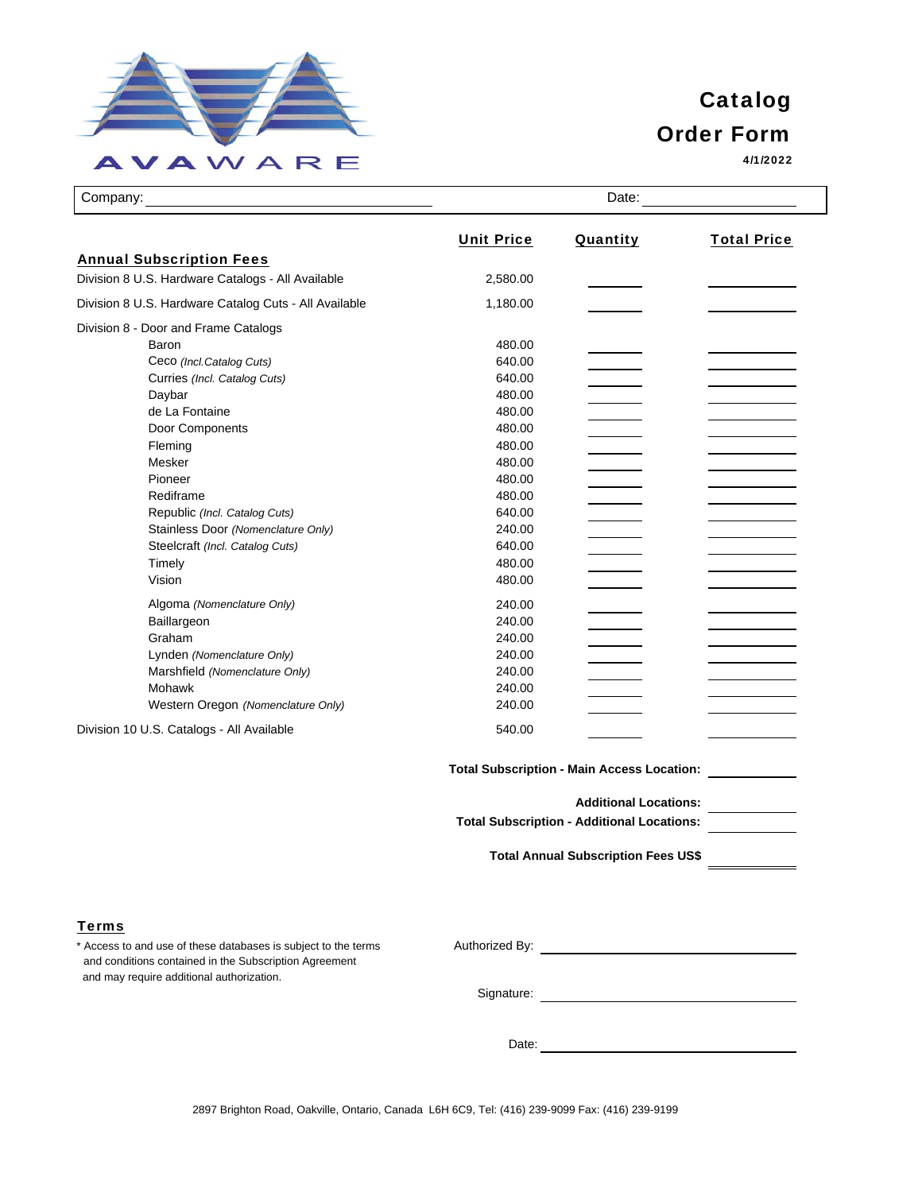AVAWARE

# Catalog Order Form

**4/1/2022**

Company: ______________________ Date: ______________

| | Unit Price | Quantity | Total Price |
|---|---|---|---|
| **Annual Subscription Fees** | | | |
| Division 8 U.S. Hardware Catalogs - All Available | 2,580.00 | | |
| Division 8 U.S. Hardware Catalog Cuts - All Available | 1,180.00 | | |
| Division 8 - Door and Frame Catalogs | | | |
| Baron | 480.00 | | |
| Ceco *(Incl.Catalog Cuts)* | 640.00 | | |
| Curries *(Incl. Catalog Cuts)* | 640.00 | | |
| Daybar | 480.00 | | |
| de La Fontaine | 480.00 | | |
| Door Components | 480.00 | | |
| Fleming | 480.00 | | |
| Mesker | 480.00 | | |
| Pioneer | 480.00 | | |
| Rediframe | 480.00 | | |
| Republic *(Incl. Catalog Cuts)* | 640.00 | | |
| Stainless Door *(Nomenclature Only)* | 240.00 | | |
| Steelcraft *(Incl. Catalog Cuts)* | 640.00 | | |
| Timely | 480.00 | | |
| Vision | 480.00 | | |
| Algoma *(Nomenclature Only)* | 240.00 | | |
| Baillargeon | 240.00 | | |
| Graham | 240.00 | | |
| Lynden *(Nomenclature Only)* | 240.00 | | |
| Marshfield *(Nomenclature Only)* | 240.00 | | |
| Mohawk | 240.00 | | |
| Western Oregon *(Nomenclature Only)* | 240.00 | | |
| Division 10 U.S. Catalogs - All Available | 540.00 | | |

**Total Subscription - Main Access Location:** ____________

**Additional Locations:** ____________

**Total Subscription - Additional Locations:** ____________

**Total Annual Subscription Fees US$** ____________

## Terms

* Access to and use of these databases is subject to the terms and conditions contained in the Subscription Agreement and may require additional authorization.

Authorized By: ______________________

Signature: ______________________

Date: ______________________

2897 Brighton Road, Oakville, Ontario, Canada L6H 6C9, Tel: (416) 239-9099 Fax: (416) 239-9199